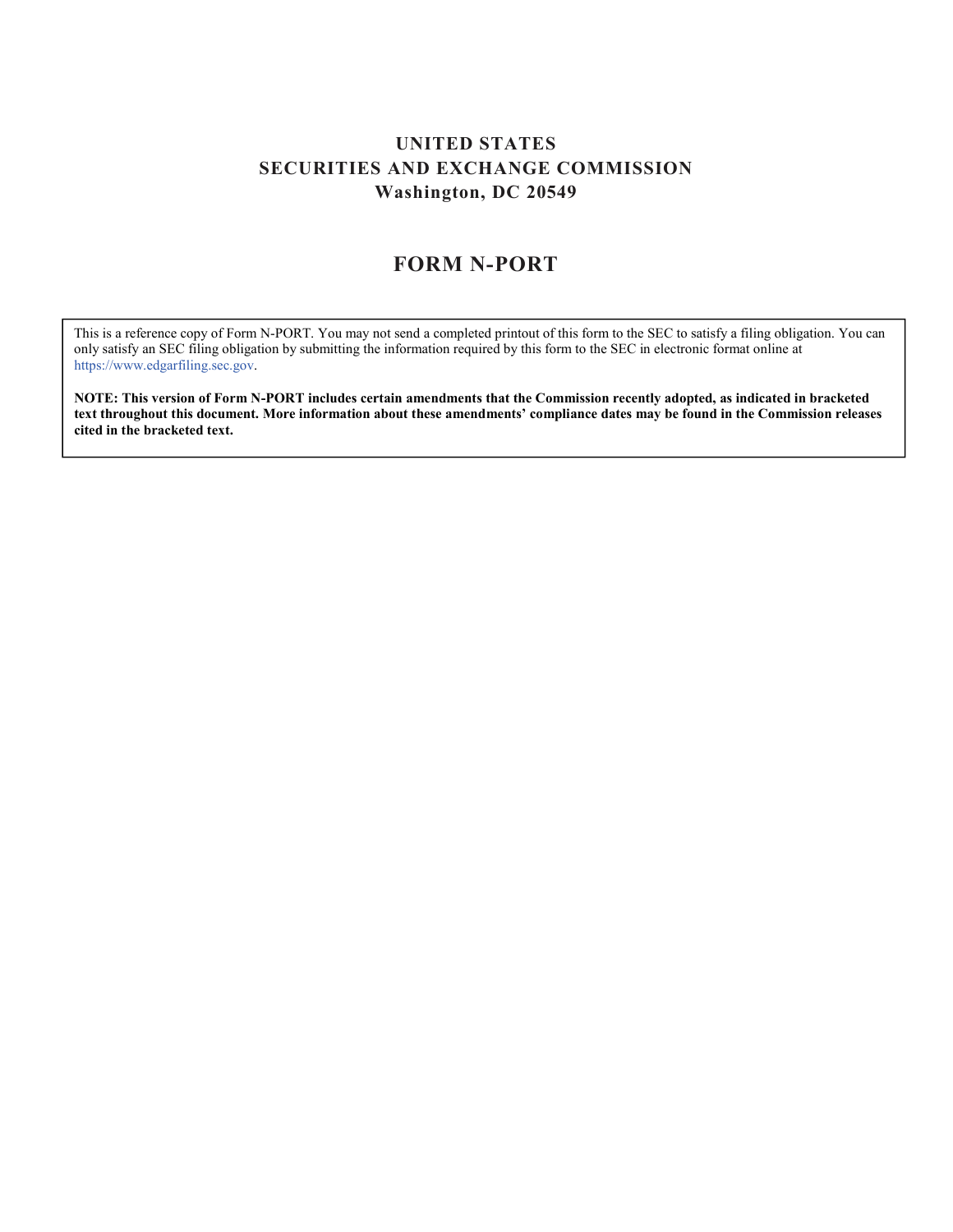**UNITED STATES**
**SECURITIES AND EXCHANGE COMMISSION**
**Washington, DC 20549**

# FORM N-PORT

This is a reference copy of Form N-PORT. You may not send a completed printout of this form to the SEC to satisfy a filing obligation. You can only satisfy an SEC filing obligation by submitting the information required by this form to the SEC in electronic format online at https://www.edgarfiling.sec.gov.

**NOTE: This version of Form N-PORT includes certain amendments that the Commission recently adopted, as indicated in bracketed text throughout this document. More information about these amendments' compliance dates may be found in the Commission releases cited in the bracketed text.**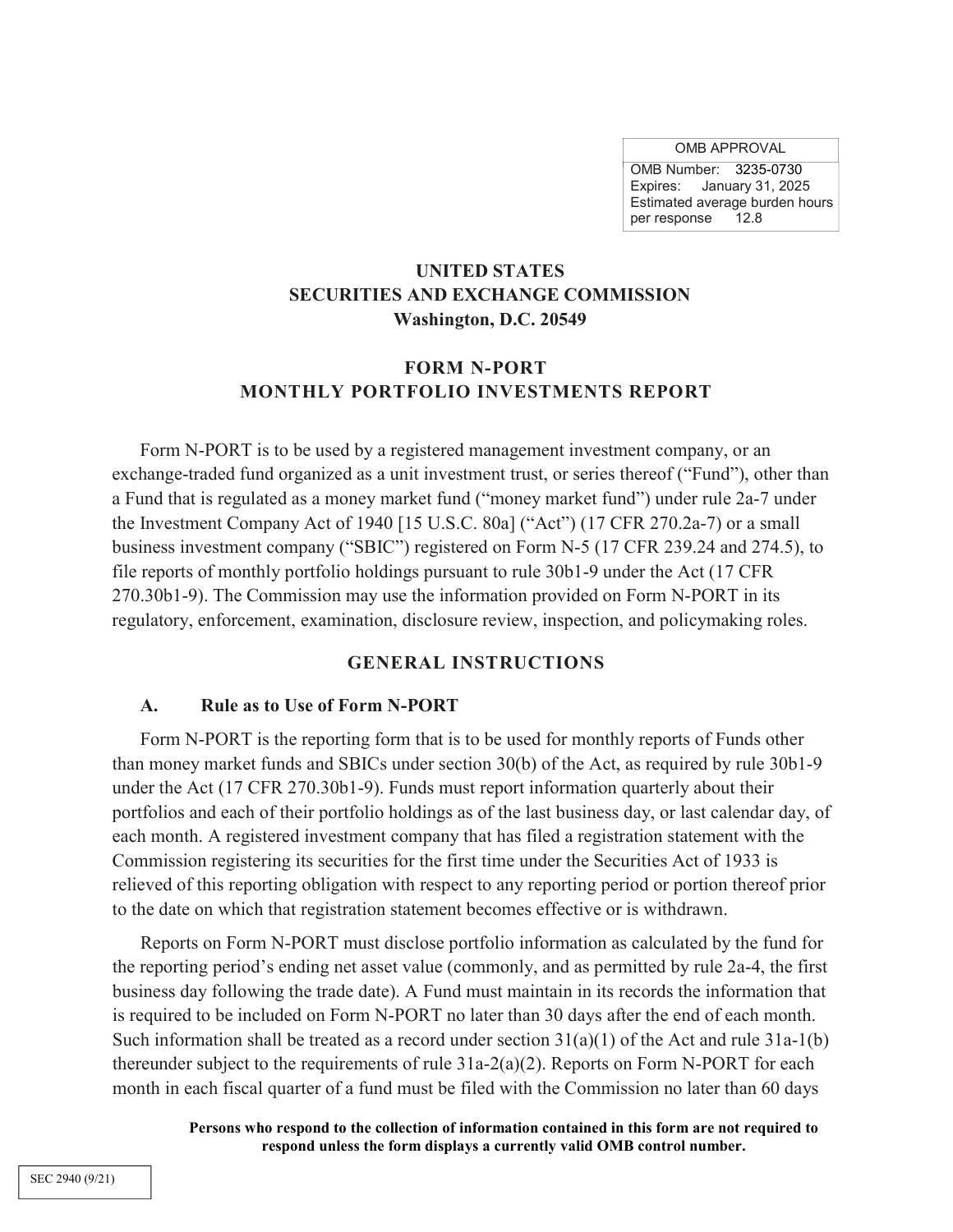| OMB APPROVAL | |
|---|---|
| OMB Number: | 3235-0730 |
| Expires: | January 31, 2025 |
| Estimated average burden hours per response | 12.8 |

**UNITED STATES**
**SECURITIES AND EXCHANGE COMMISSION**
**Washington, D.C. 20549**

# FORM N-PORT
# MONTHLY PORTFOLIO INVESTMENTS REPORT

Form N-PORT is to be used by a registered management investment company, or an exchange-traded fund organized as a unit investment trust, or series thereof ("Fund"), other than a Fund that is regulated as a money market fund ("money market fund") under rule 2a-7 under the Investment Company Act of 1940 [15 U.S.C. 80a] ("Act") (17 CFR 270.2a-7) or a small business investment company ("SBIC") registered on Form N-5 (17 CFR 239.24 and 274.5), to file reports of monthly portfolio holdings pursuant to rule 30b1-9 under the Act (17 CFR 270.30b1-9). The Commission may use the information provided on Form N-PORT in its regulatory, enforcement, examination, disclosure review, inspection, and policymaking roles.

## GENERAL INSTRUCTIONS

### A. Rule as to Use of Form N-PORT

Form N-PORT is the reporting form that is to be used for monthly reports of Funds other than money market funds and SBICs under section 30(b) of the Act, as required by rule 30b1-9 under the Act (17 CFR 270.30b1-9). Funds must report information quarterly about their portfolios and each of their portfolio holdings as of the last business day, or last calendar day, of each month. A registered investment company that has filed a registration statement with the Commission registering its securities for the first time under the Securities Act of 1933 is relieved of this reporting obligation with respect to any reporting period or portion thereof prior to the date on which that registration statement becomes effective or is withdrawn.

Reports on Form N-PORT must disclose portfolio information as calculated by the fund for the reporting period's ending net asset value (commonly, and as permitted by rule 2a-4, the first business day following the trade date). A Fund must maintain in its records the information that is required to be included on Form N-PORT no later than 30 days after the end of each month. Such information shall be treated as a record under section 31(a)(1) of the Act and rule 31a-1(b) thereunder subject to the requirements of rule 31a-2(a)(2). Reports on Form N-PORT for each month in each fiscal quarter of a fund must be filed with the Commission no later than 60 days

**Persons who respond to the collection of information contained in this form are not required to respond unless the form displays a currently valid OMB control number.**

SEC 2940 (9/21)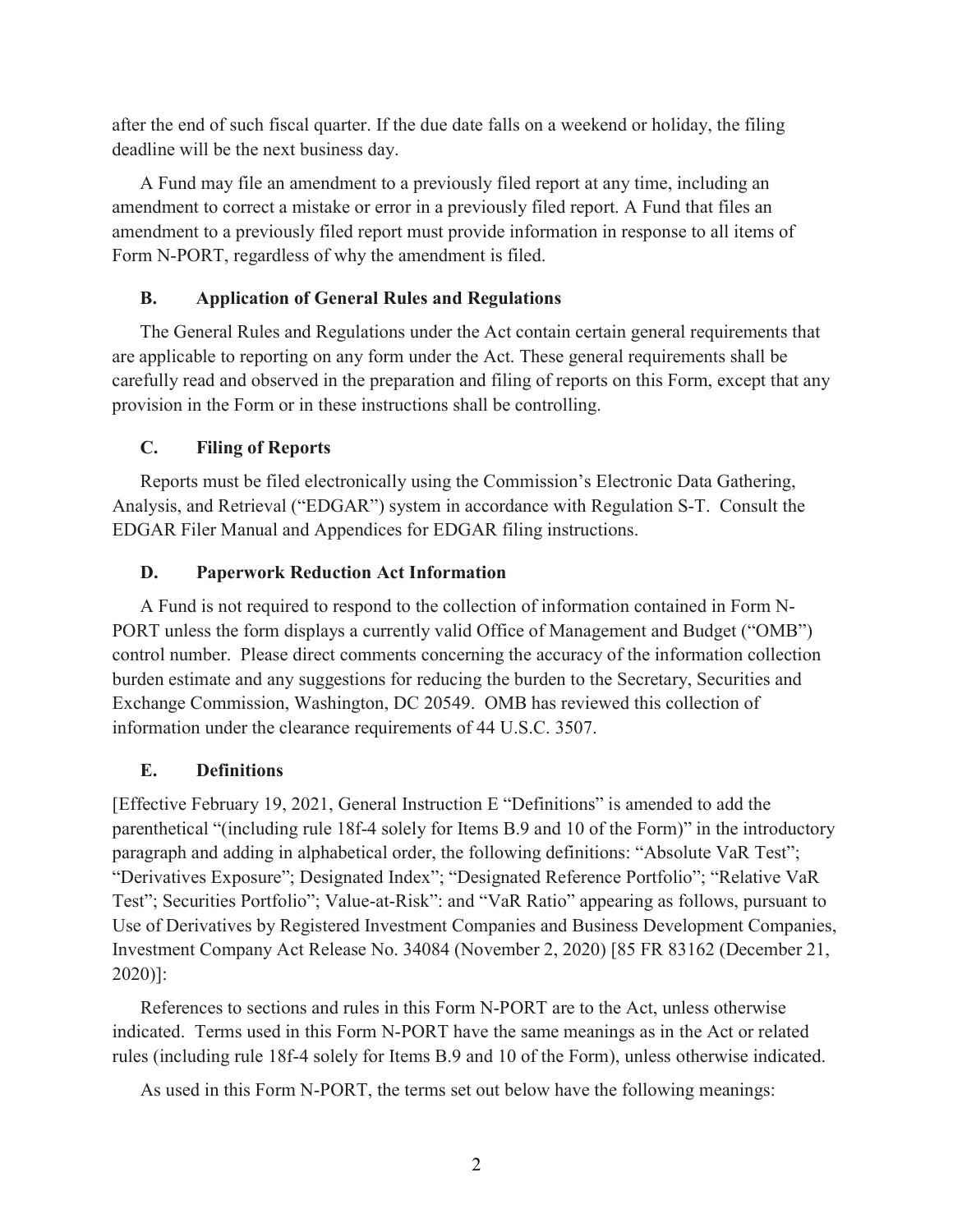after the end of such fiscal quarter. If the due date falls on a weekend or holiday, the filing deadline will be the next business day.

A Fund may file an amendment to a previously filed report at any time, including an amendment to correct a mistake or error in a previously filed report. A Fund that files an amendment to a previously filed report must provide information in response to all items of Form N-PORT, regardless of why the amendment is filed.

### B. Application of General Rules and Regulations

The General Rules and Regulations under the Act contain certain general requirements that are applicable to reporting on any form under the Act. These general requirements shall be carefully read and observed in the preparation and filing of reports on this Form, except that any provision in the Form or in these instructions shall be controlling.

### C. Filing of Reports

Reports must be filed electronically using the Commission's Electronic Data Gathering, Analysis, and Retrieval ("EDGAR") system in accordance with Regulation S-T. Consult the EDGAR Filer Manual and Appendices for EDGAR filing instructions.

### D. Paperwork Reduction Act Information

A Fund is not required to respond to the collection of information contained in Form N-PORT unless the form displays a currently valid Office of Management and Budget ("OMB") control number. Please direct comments concerning the accuracy of the information collection burden estimate and any suggestions for reducing the burden to the Secretary, Securities and Exchange Commission, Washington, DC 20549. OMB has reviewed this collection of information under the clearance requirements of 44 U.S.C. 3507.

### E. Definitions

[Effective February 19, 2021, General Instruction E "Definitions" is amended to add the parenthetical "(including rule 18f-4 solely for Items B.9 and 10 of the Form)" in the introductory paragraph and adding in alphabetical order, the following definitions: "Absolute VaR Test"; "Derivatives Exposure"; Designated Index"; "Designated Reference Portfolio"; "Relative VaR Test"; Securities Portfolio"; Value-at-Risk": and "VaR Ratio" appearing as follows, pursuant to Use of Derivatives by Registered Investment Companies and Business Development Companies, Investment Company Act Release No. 34084 (November 2, 2020) [85 FR 83162 (December 21, 2020)]:

References to sections and rules in this Form N-PORT are to the Act, unless otherwise indicated. Terms used in this Form N-PORT have the same meanings as in the Act or related rules (including rule 18f-4 solely for Items B.9 and 10 of the Form), unless otherwise indicated.

As used in this Form N-PORT, the terms set out below have the following meanings: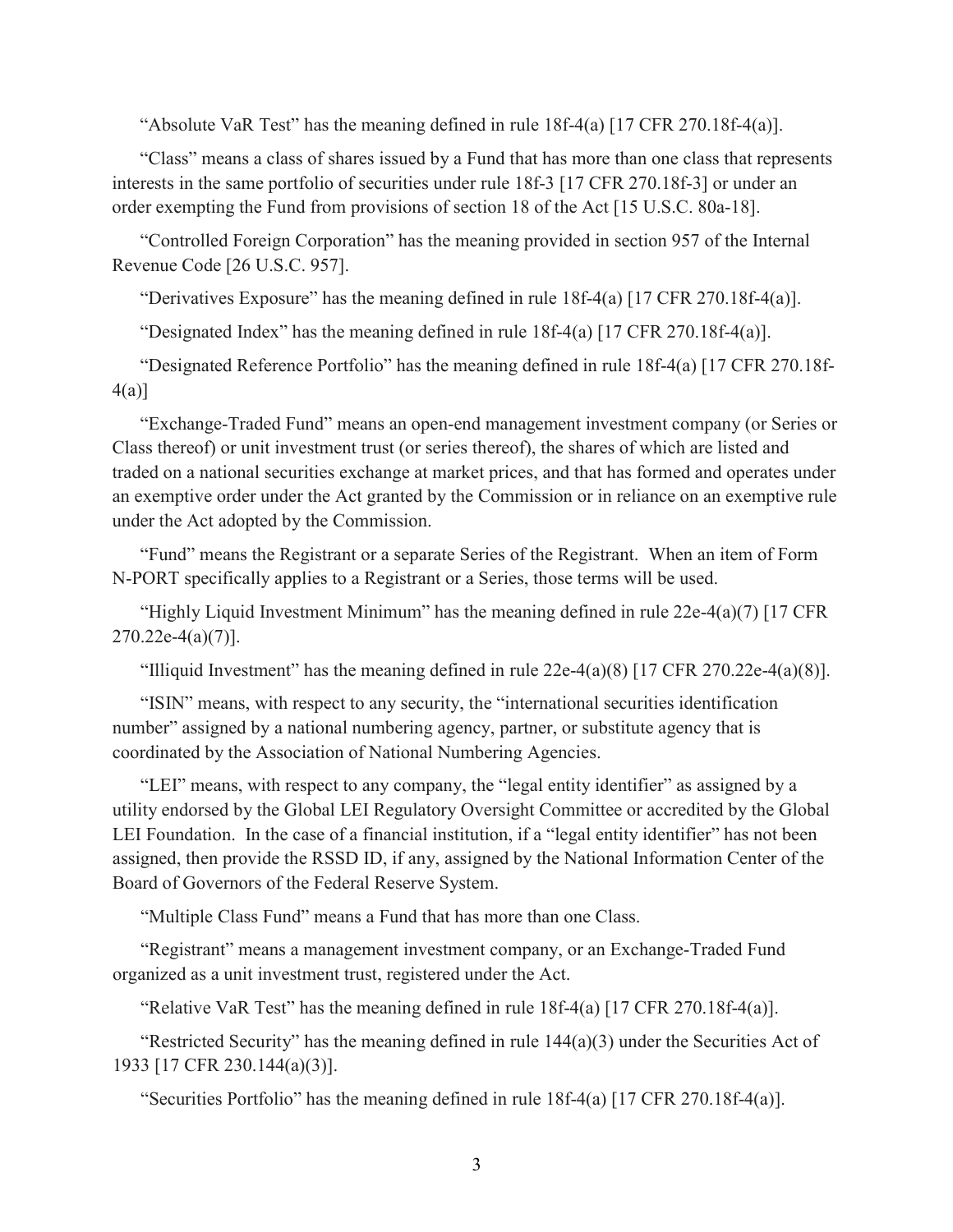“Absolute VaR Test” has the meaning defined in rule 18f-4(a) [17 CFR 270.18f-4(a)].

“Class” means a class of shares issued by a Fund that has more than one class that represents interests in the same portfolio of securities under rule 18f-3 [17 CFR 270.18f-3] or under an order exempting the Fund from provisions of section 18 of the Act [15 U.S.C. 80a-18].

“Controlled Foreign Corporation” has the meaning provided in section 957 of the Internal Revenue Code [26 U.S.C. 957].

“Derivatives Exposure” has the meaning defined in rule 18f-4(a) [17 CFR 270.18f-4(a)].

“Designated Index” has the meaning defined in rule 18f-4(a) [17 CFR 270.18f-4(a)].

“Designated Reference Portfolio” has the meaning defined in rule 18f-4(a) [17 CFR 270.18f-4(a)]

“Exchange-Traded Fund” means an open-end management investment company (or Series or Class thereof) or unit investment trust (or series thereof), the shares of which are listed and traded on a national securities exchange at market prices, and that has formed and operates under an exemptive order under the Act granted by the Commission or in reliance on an exemptive rule under the Act adopted by the Commission.

“Fund” means the Registrant or a separate Series of the Registrant. When an item of Form N-PORT specifically applies to a Registrant or a Series, those terms will be used.

“Highly Liquid Investment Minimum” has the meaning defined in rule 22e-4(a)(7) [17 CFR 270.22e-4(a)(7)].

“Illiquid Investment” has the meaning defined in rule 22e-4(a)(8) [17 CFR 270.22e-4(a)(8)].

“ISIN” means, with respect to any security, the “international securities identification number” assigned by a national numbering agency, partner, or substitute agency that is coordinated by the Association of National Numbering Agencies.

“LEI” means, with respect to any company, the “legal entity identifier” as assigned by a utility endorsed by the Global LEI Regulatory Oversight Committee or accredited by the Global LEI Foundation. In the case of a financial institution, if a “legal entity identifier” has not been assigned, then provide the RSSD ID, if any, assigned by the National Information Center of the Board of Governors of the Federal Reserve System.

“Multiple Class Fund” means a Fund that has more than one Class.

“Registrant” means a management investment company, or an Exchange-Traded Fund organized as a unit investment trust, registered under the Act.

“Relative VaR Test” has the meaning defined in rule 18f-4(a) [17 CFR 270.18f-4(a)].

“Restricted Security” has the meaning defined in rule 144(a)(3) under the Securities Act of 1933 [17 CFR 230.144(a)(3)].

“Securities Portfolio” has the meaning defined in rule 18f-4(a) [17 CFR 270.18f-4(a)].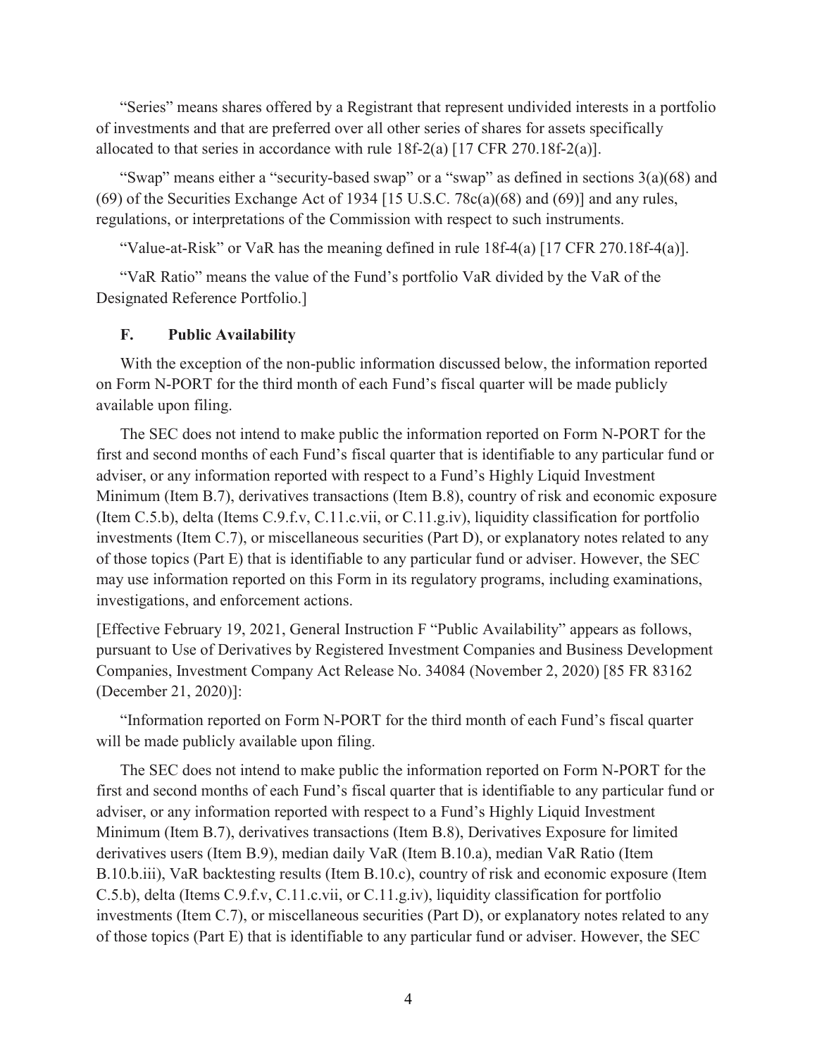"Series" means shares offered by a Registrant that represent undivided interests in a portfolio of investments and that are preferred over all other series of shares for assets specifically allocated to that series in accordance with rule 18f-2(a) [17 CFR 270.18f-2(a)].

"Swap" means either a "security-based swap" or a "swap" as defined in sections 3(a)(68) and (69) of the Securities Exchange Act of 1934 [15 U.S.C. 78c(a)(68) and (69)] and any rules, regulations, or interpretations of the Commission with respect to such instruments.

"Value-at-Risk" or VaR has the meaning defined in rule 18f-4(a) [17 CFR 270.18f-4(a)].

"VaR Ratio" means the value of the Fund's portfolio VaR divided by the VaR of the Designated Reference Portfolio.]

### F. Public Availability

With the exception of the non-public information discussed below, the information reported on Form N-PORT for the third month of each Fund's fiscal quarter will be made publicly available upon filing.

The SEC does not intend to make public the information reported on Form N-PORT for the first and second months of each Fund's fiscal quarter that is identifiable to any particular fund or adviser, or any information reported with respect to a Fund's Highly Liquid Investment Minimum (Item B.7), derivatives transactions (Item B.8), country of risk and economic exposure (Item C.5.b), delta (Items C.9.f.v, C.11.c.vii, or C.11.g.iv), liquidity classification for portfolio investments (Item C.7), or miscellaneous securities (Part D), or explanatory notes related to any of those topics (Part E) that is identifiable to any particular fund or adviser. However, the SEC may use information reported on this Form in its regulatory programs, including examinations, investigations, and enforcement actions.

[Effective February 19, 2021, General Instruction F "Public Availability" appears as follows, pursuant to Use of Derivatives by Registered Investment Companies and Business Development Companies, Investment Company Act Release No. 34084 (November 2, 2020) [85 FR 83162 (December 21, 2020)]:

"Information reported on Form N-PORT for the third month of each Fund's fiscal quarter will be made publicly available upon filing.

The SEC does not intend to make public the information reported on Form N-PORT for the first and second months of each Fund's fiscal quarter that is identifiable to any particular fund or adviser, or any information reported with respect to a Fund's Highly Liquid Investment Minimum (Item B.7), derivatives transactions (Item B.8), Derivatives Exposure for limited derivatives users (Item B.9), median daily VaR (Item B.10.a), median VaR Ratio (Item B.10.b.iii), VaR backtesting results (Item B.10.c), country of risk and economic exposure (Item C.5.b), delta (Items C.9.f.v, C.11.c.vii, or C.11.g.iv), liquidity classification for portfolio investments (Item C.7), or miscellaneous securities (Part D), or explanatory notes related to any of those topics (Part E) that is identifiable to any particular fund or adviser. However, the SEC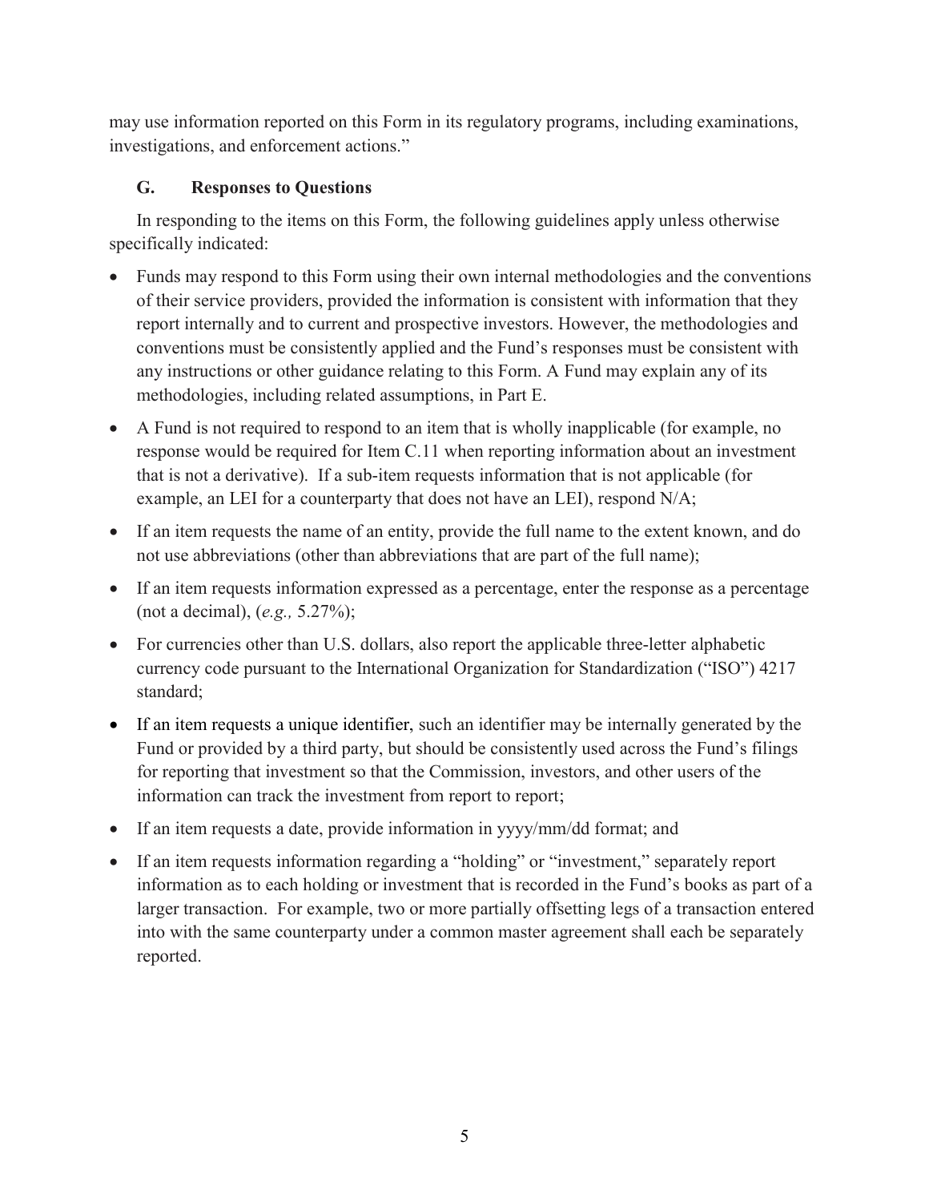may use information reported on this Form in its regulatory programs, including examinations, investigations, and enforcement actions."

### G. Responses to Questions

In responding to the items on this Form, the following guidelines apply unless otherwise specifically indicated:

- Funds may respond to this Form using their own internal methodologies and the conventions of their service providers, provided the information is consistent with information that they report internally and to current and prospective investors. However, the methodologies and conventions must be consistently applied and the Fund's responses must be consistent with any instructions or other guidance relating to this Form. A Fund may explain any of its methodologies, including related assumptions, in Part E.
- A Fund is not required to respond to an item that is wholly inapplicable (for example, no response would be required for Item C.11 when reporting information about an investment that is not a derivative). If a sub-item requests information that is not applicable (for example, an LEI for a counterparty that does not have an LEI), respond N/A;
- If an item requests the name of an entity, provide the full name to the extent known, and do not use abbreviations (other than abbreviations that are part of the full name);
- If an item requests information expressed as a percentage, enter the response as a percentage (not a decimal), (*e.g.,* 5.27%);
- For currencies other than U.S. dollars, also report the applicable three-letter alphabetic currency code pursuant to the International Organization for Standardization ("ISO") 4217 standard;
- If an item requests a unique identifier, such an identifier may be internally generated by the Fund or provided by a third party, but should be consistently used across the Fund's filings for reporting that investment so that the Commission, investors, and other users of the information can track the investment from report to report;
- If an item requests a date, provide information in yyyy/mm/dd format; and
- If an item requests information regarding a "holding" or "investment," separately report information as to each holding or investment that is recorded in the Fund's books as part of a larger transaction. For example, two or more partially offsetting legs of a transaction entered into with the same counterparty under a common master agreement shall each be separately reported.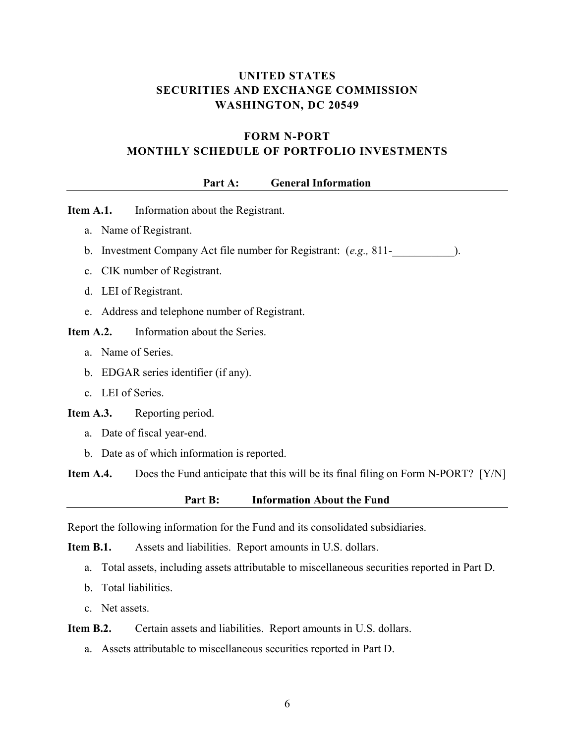**UNITED STATES**
**SECURITIES AND EXCHANGE COMMISSION**
**WASHINGTON, DC 20549**

**FORM N-PORT**
**MONTHLY SCHEDULE OF PORTFOLIO INVESTMENTS**

## Part A: General Information

**Item A.1.** Information about the Registrant.

a. Name of Registrant.

b. Investment Company Act file number for Registrant: (*e.g.,* 811-___________).

c. CIK number of Registrant.

d. LEI of Registrant.

e. Address and telephone number of Registrant.

**Item A.2.** Information about the Series.

a. Name of Series.

b. EDGAR series identifier (if any).

c. LEI of Series.

**Item A.3.** Reporting period.

a. Date of fiscal year-end.

b. Date as of which information is reported.

**Item A.4.** Does the Fund anticipate that this will be its final filing on Form N-PORT? [Y/N]

## Part B: Information About the Fund

Report the following information for the Fund and its consolidated subsidiaries.

**Item B.1.** Assets and liabilities. Report amounts in U.S. dollars.

a. Total assets, including assets attributable to miscellaneous securities reported in Part D.

b. Total liabilities.

c. Net assets.

**Item B.2.** Certain assets and liabilities. Report amounts in U.S. dollars.

a. Assets attributable to miscellaneous securities reported in Part D.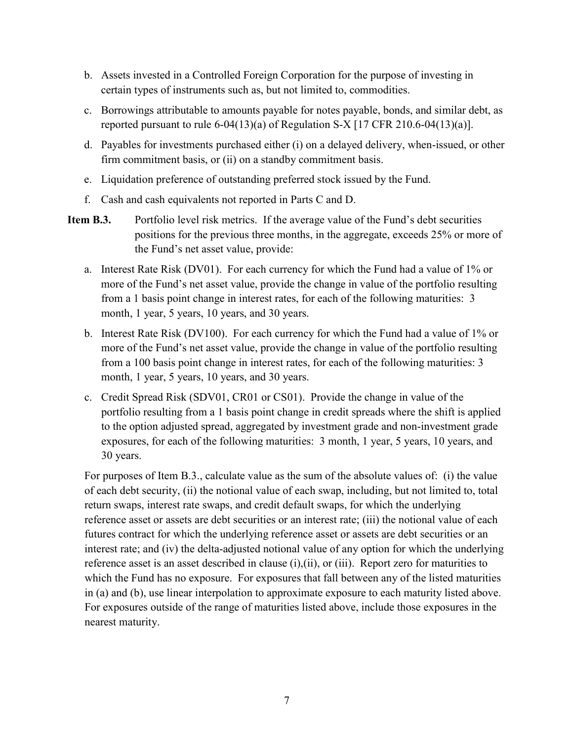b. Assets invested in a Controlled Foreign Corporation for the purpose of investing in certain types of instruments such as, but not limited to, commodities.

c. Borrowings attributable to amounts payable for notes payable, bonds, and similar debt, as reported pursuant to rule 6-04(13)(a) of Regulation S-X [17 CFR 210.6-04(13)(a)].

d. Payables for investments purchased either (i) on a delayed delivery, when-issued, or other firm commitment basis, or (ii) on a standby commitment basis.

e. Liquidation preference of outstanding preferred stock issued by the Fund.

f. Cash and cash equivalents not reported in Parts C and D.

**Item B.3.** Portfolio level risk metrics. If the average value of the Fund's debt securities positions for the previous three months, in the aggregate, exceeds 25% or more of the Fund's net asset value, provide:

a. Interest Rate Risk (DV01). For each currency for which the Fund had a value of 1% or more of the Fund's net asset value, provide the change in value of the portfolio resulting from a 1 basis point change in interest rates, for each of the following maturities: 3 month, 1 year, 5 years, 10 years, and 30 years.

b. Interest Rate Risk (DV100). For each currency for which the Fund had a value of 1% or more of the Fund's net asset value, provide the change in value of the portfolio resulting from a 100 basis point change in interest rates, for each of the following maturities: 3 month, 1 year, 5 years, 10 years, and 30 years.

c. Credit Spread Risk (SDV01, CR01 or CS01). Provide the change in value of the portfolio resulting from a 1 basis point change in credit spreads where the shift is applied to the option adjusted spread, aggregated by investment grade and non-investment grade exposures, for each of the following maturities: 3 month, 1 year, 5 years, 10 years, and 30 years.

For purposes of Item B.3., calculate value as the sum of the absolute values of: (i) the value of each debt security, (ii) the notional value of each swap, including, but not limited to, total return swaps, interest rate swaps, and credit default swaps, for which the underlying reference asset or assets are debt securities or an interest rate; (iii) the notional value of each futures contract for which the underlying reference asset or assets are debt securities or an interest rate; and (iv) the delta-adjusted notional value of any option for which the underlying reference asset is an asset described in clause (i),(ii), or (iii). Report zero for maturities to which the Fund has no exposure. For exposures that fall between any of the listed maturities in (a) and (b), use linear interpolation to approximate exposure to each maturity listed above. For exposures outside of the range of maturities listed above, include those exposures in the nearest maturity.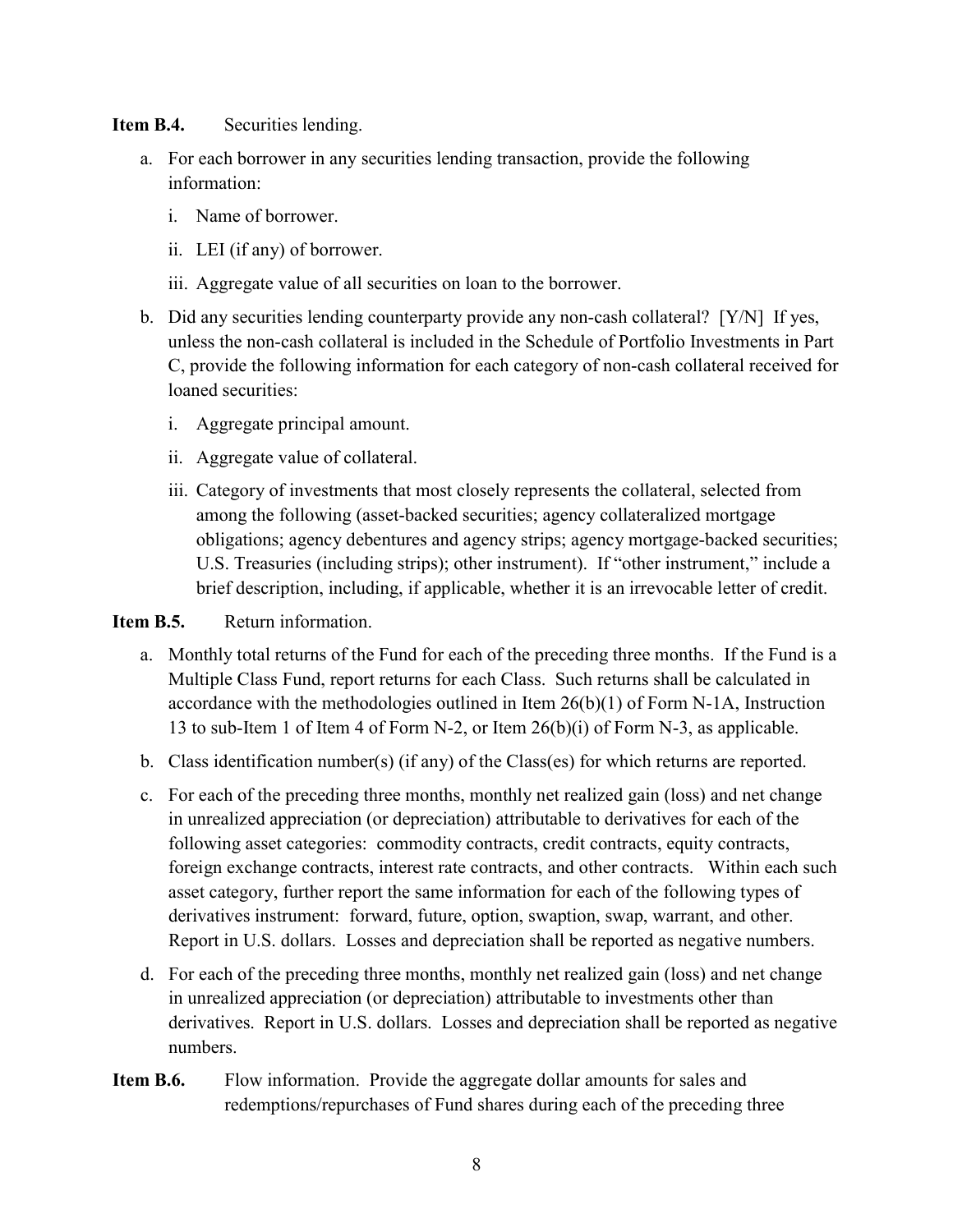**Item B.4.** Securities lending.

a. For each borrower in any securities lending transaction, provide the following information:

   i. Name of borrower.

   ii. LEI (if any) of borrower.

   iii. Aggregate value of all securities on loan to the borrower.

b. Did any securities lending counterparty provide any non-cash collateral? [Y/N] If yes, unless the non-cash collateral is included in the Schedule of Portfolio Investments in Part C, provide the following information for each category of non-cash collateral received for loaned securities:

   i. Aggregate principal amount.

   ii. Aggregate value of collateral.

   iii. Category of investments that most closely represents the collateral, selected from among the following (asset-backed securities; agency collateralized mortgage obligations; agency debentures and agency strips; agency mortgage-backed securities; U.S. Treasuries (including strips); other instrument). If "other instrument," include a brief description, including, if applicable, whether it is an irrevocable letter of credit.

**Item B.5.** Return information.

a. Monthly total returns of the Fund for each of the preceding three months. If the Fund is a Multiple Class Fund, report returns for each Class. Such returns shall be calculated in accordance with the methodologies outlined in Item 26(b)(1) of Form N-1A, Instruction 13 to sub-Item 1 of Item 4 of Form N-2, or Item 26(b)(i) of Form N-3, as applicable.

b. Class identification number(s) (if any) of the Class(es) for which returns are reported.

c. For each of the preceding three months, monthly net realized gain (loss) and net change in unrealized appreciation (or depreciation) attributable to derivatives for each of the following asset categories: commodity contracts, credit contracts, equity contracts, foreign exchange contracts, interest rate contracts, and other contracts. Within each such asset category, further report the same information for each of the following types of derivatives instrument: forward, future, option, swaption, swap, warrant, and other. Report in U.S. dollars. Losses and depreciation shall be reported as negative numbers.

d. For each of the preceding three months, monthly net realized gain (loss) and net change in unrealized appreciation (or depreciation) attributable to investments other than derivatives. Report in U.S. dollars. Losses and depreciation shall be reported as negative numbers.

**Item B.6.** Flow information. Provide the aggregate dollar amounts for sales and redemptions/repurchases of Fund shares during each of the preceding three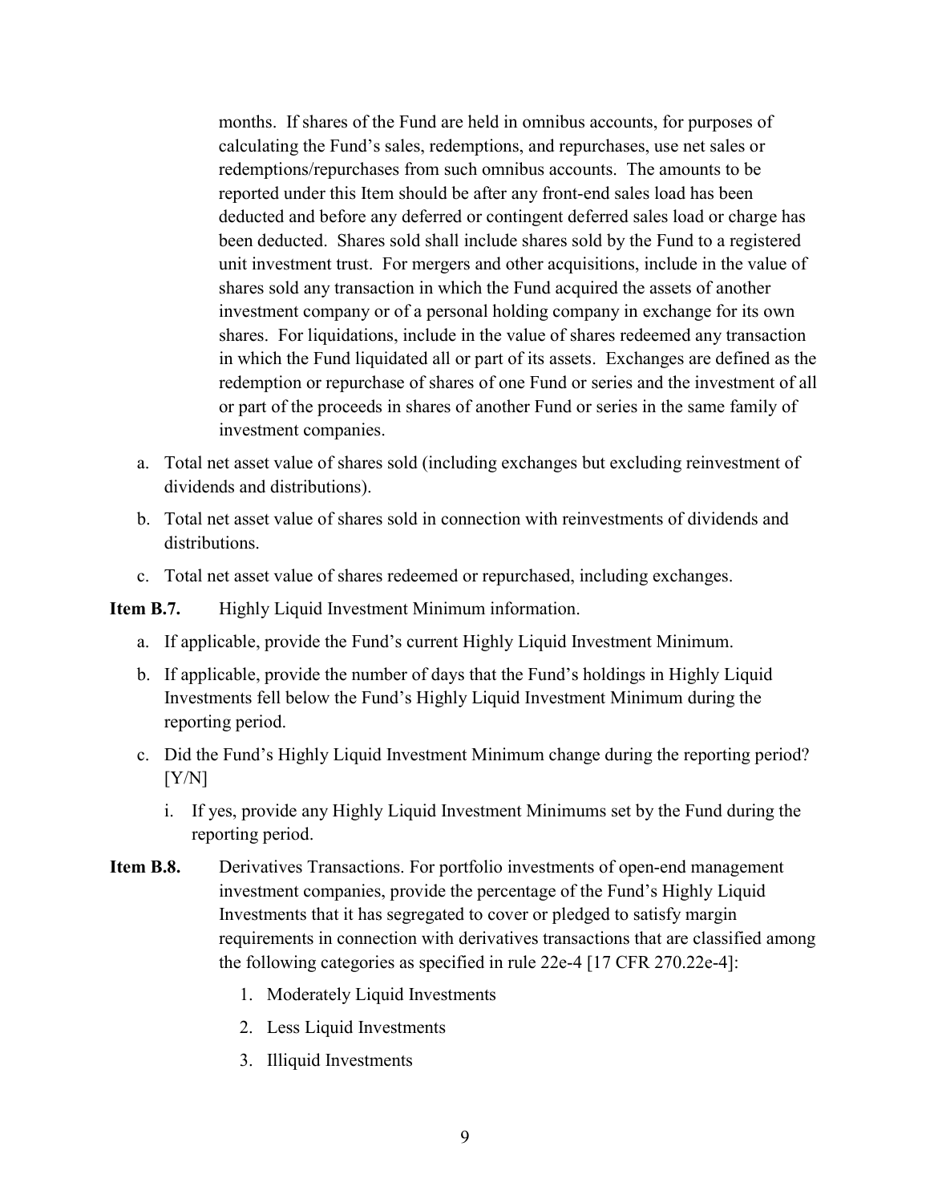months. If shares of the Fund are held in omnibus accounts, for purposes of calculating the Fund's sales, redemptions, and repurchases, use net sales or redemptions/repurchases from such omnibus accounts. The amounts to be reported under this Item should be after any front-end sales load has been deducted and before any deferred or contingent deferred sales load or charge has been deducted. Shares sold shall include shares sold by the Fund to a registered unit investment trust. For mergers and other acquisitions, include in the value of shares sold any transaction in which the Fund acquired the assets of another investment company or of a personal holding company in exchange for its own shares. For liquidations, include in the value of shares redeemed any transaction in which the Fund liquidated all or part of its assets. Exchanges are defined as the redemption or repurchase of shares of one Fund or series and the investment of all or part of the proceeds in shares of another Fund or series in the same family of investment companies.

a. Total net asset value of shares sold (including exchanges but excluding reinvestment of dividends and distributions).

b. Total net asset value of shares sold in connection with reinvestments of dividends and distributions.

c. Total net asset value of shares redeemed or repurchased, including exchanges.

**Item B.7.** Highly Liquid Investment Minimum information.

a. If applicable, provide the Fund's current Highly Liquid Investment Minimum.

b. If applicable, provide the number of days that the Fund's holdings in Highly Liquid Investments fell below the Fund's Highly Liquid Investment Minimum during the reporting period.

c. Did the Fund's Highly Liquid Investment Minimum change during the reporting period? [Y/N]

   i. If yes, provide any Highly Liquid Investment Minimums set by the Fund during the reporting period.

**Item B.8.** Derivatives Transactions. For portfolio investments of open-end management investment companies, provide the percentage of the Fund's Highly Liquid Investments that it has segregated to cover or pledged to satisfy margin requirements in connection with derivatives transactions that are classified among the following categories as specified in rule 22e-4 [17 CFR 270.22e-4]:

1. Moderately Liquid Investments
2. Less Liquid Investments
3. Illiquid Investments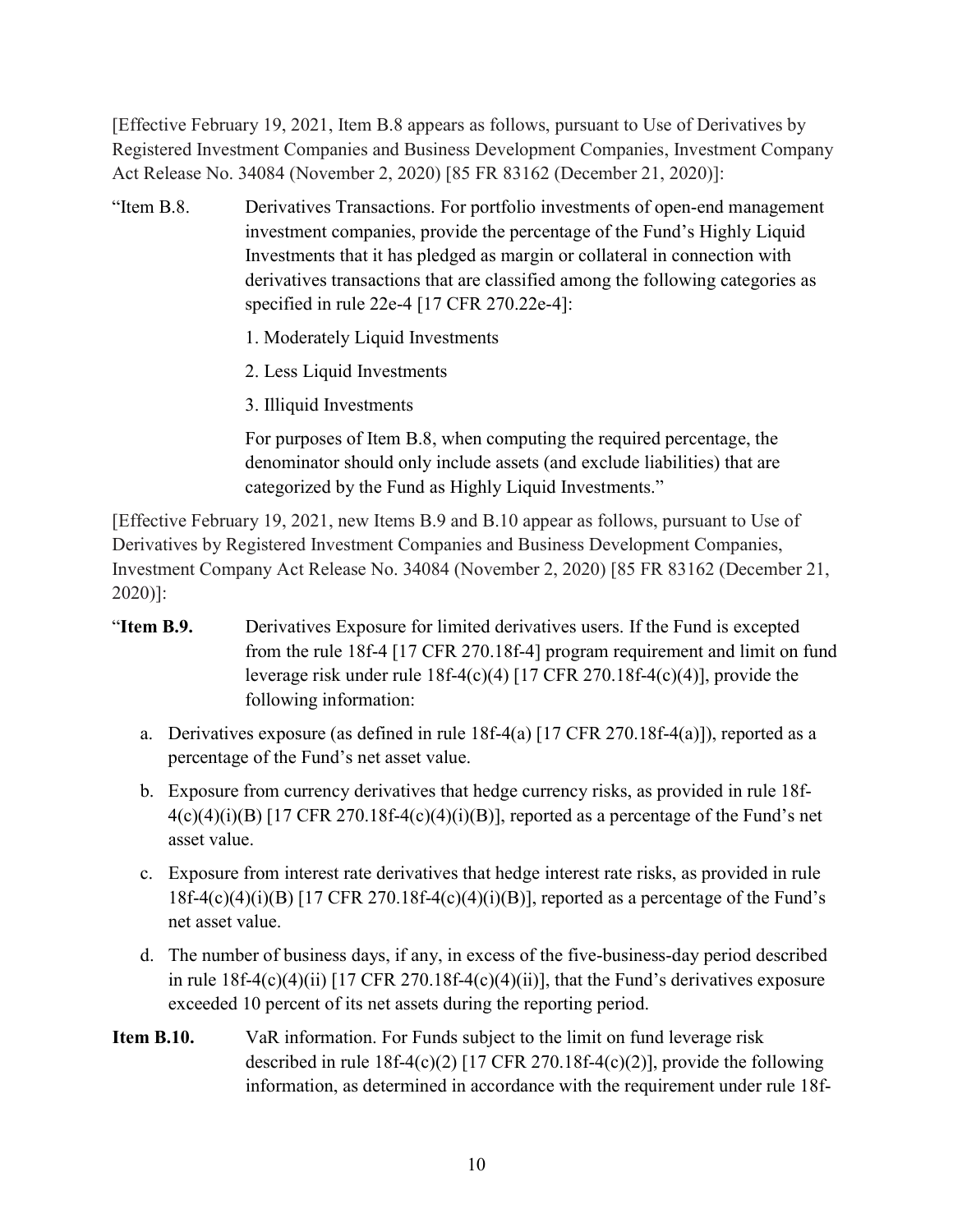[Effective February 19, 2021, Item B.8 appears as follows, pursuant to Use of Derivatives by Registered Investment Companies and Business Development Companies, Investment Company Act Release No. 34084 (November 2, 2020) [85 FR 83162 (December 21, 2020)]:

"Item B.8. Derivatives Transactions. For portfolio investments of open-end management investment companies, provide the percentage of the Fund's Highly Liquid Investments that it has pledged as margin or collateral in connection with derivatives transactions that are classified among the following categories as specified in rule 22e-4 [17 CFR 270.22e-4]:

1. Moderately Liquid Investments
2. Less Liquid Investments
3. Illiquid Investments

For purposes of Item B.8, when computing the required percentage, the denominator should only include assets (and exclude liabilities) that are categorized by the Fund as Highly Liquid Investments."

[Effective February 19, 2021, new Items B.9 and B.10 appear as follows, pursuant to Use of Derivatives by Registered Investment Companies and Business Development Companies, Investment Company Act Release No. 34084 (November 2, 2020) [85 FR 83162 (December 21, 2020)]:

"**Item B.9.** Derivatives Exposure for limited derivatives users. If the Fund is excepted from the rule 18f-4 [17 CFR 270.18f-4] program requirement and limit on fund leverage risk under rule 18f-4(c)(4) [17 CFR 270.18f-4(c)(4)], provide the following information:

a. Derivatives exposure (as defined in rule 18f-4(a) [17 CFR 270.18f-4(a)]), reported as a percentage of the Fund's net asset value.

b. Exposure from currency derivatives that hedge currency risks, as provided in rule 18f-4(c)(4)(i)(B) [17 CFR 270.18f-4(c)(4)(i)(B)], reported as a percentage of the Fund's net asset value.

c. Exposure from interest rate derivatives that hedge interest rate risks, as provided in rule 18f-4(c)(4)(i)(B) [17 CFR 270.18f-4(c)(4)(i)(B)], reported as a percentage of the Fund's net asset value.

d. The number of business days, if any, in excess of the five-business-day period described in rule 18f-4(c)(4)(ii) [17 CFR 270.18f-4(c)(4)(ii)], that the Fund's derivatives exposure exceeded 10 percent of its net assets during the reporting period.

**Item B.10.** VaR information. For Funds subject to the limit on fund leverage risk described in rule 18f-4(c)(2) [17 CFR 270.18f-4(c)(2)], provide the following information, as determined in accordance with the requirement under rule 18f-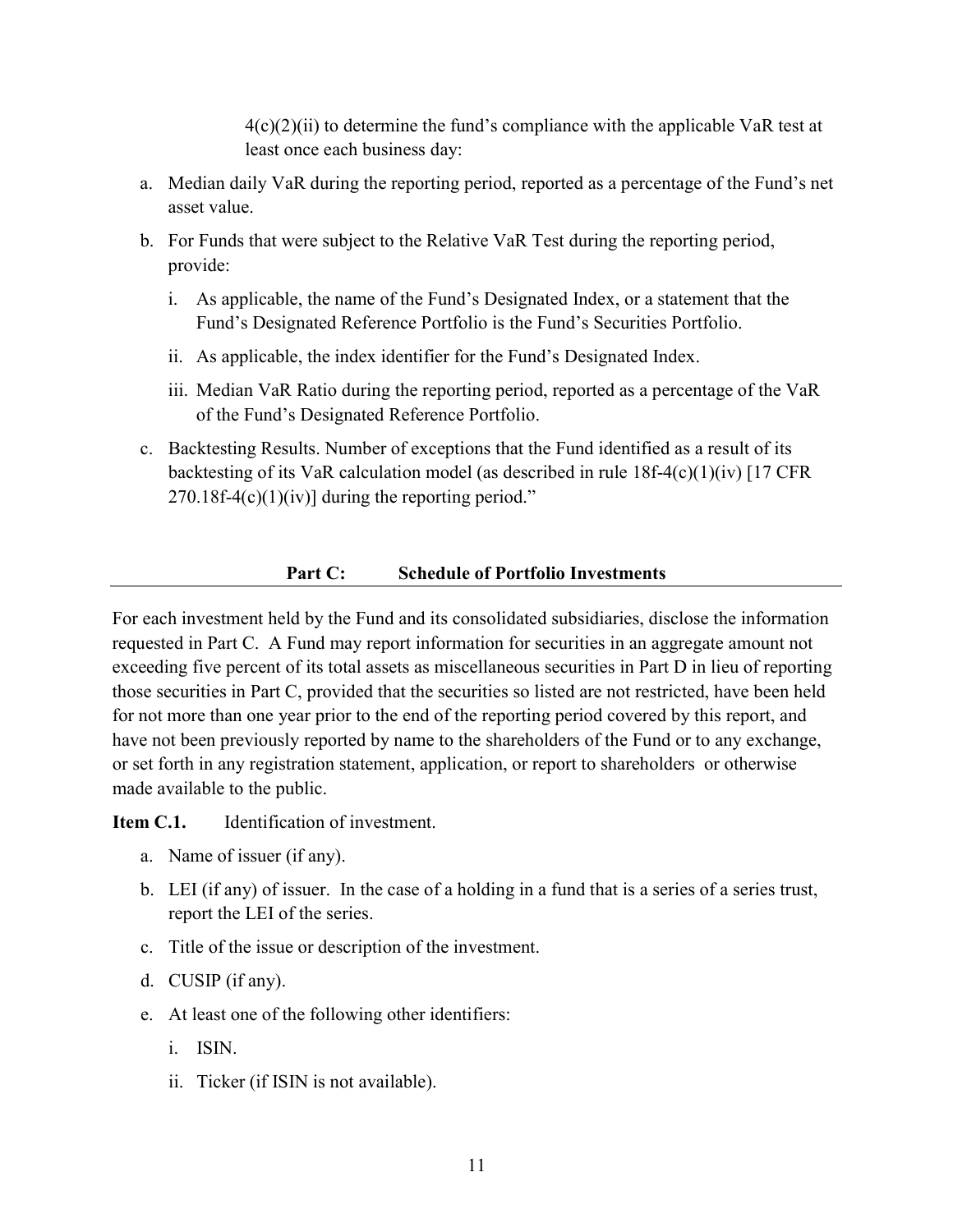4(c)(2)(ii) to determine the fund's compliance with the applicable VaR test at least once each business day:

a. Median daily VaR during the reporting period, reported as a percentage of the Fund's net asset value.

b. For Funds that were subject to the Relative VaR Test during the reporting period, provide:

   i. As applicable, the name of the Fund's Designated Index, or a statement that the Fund's Designated Reference Portfolio is the Fund's Securities Portfolio.

   ii. As applicable, the index identifier for the Fund's Designated Index.

   iii. Median VaR Ratio during the reporting period, reported as a percentage of the VaR of the Fund's Designated Reference Portfolio.

c. Backtesting Results. Number of exceptions that the Fund identified as a result of its backtesting of its VaR calculation model (as described in rule 18f-4(c)(1)(iv) [17 CFR 270.18f-4(c)(1)(iv)] during the reporting period."

## Part C: Schedule of Portfolio Investments

For each investment held by the Fund and its consolidated subsidiaries, disclose the information requested in Part C. A Fund may report information for securities in an aggregate amount not exceeding five percent of its total assets as miscellaneous securities in Part D in lieu of reporting those securities in Part C, provided that the securities so listed are not restricted, have been held for not more than one year prior to the end of the reporting period covered by this report, and have not been previously reported by name to the shareholders of the Fund or to any exchange, or set forth in any registration statement, application, or report to shareholders or otherwise made available to the public.

**Item C.1.** Identification of investment.

a. Name of issuer (if any).

b. LEI (if any) of issuer. In the case of a holding in a fund that is a series of a series trust, report the LEI of the series.

c. Title of the issue or description of the investment.

d. CUSIP (if any).

e. At least one of the following other identifiers:

   i. ISIN.

   ii. Ticker (if ISIN is not available).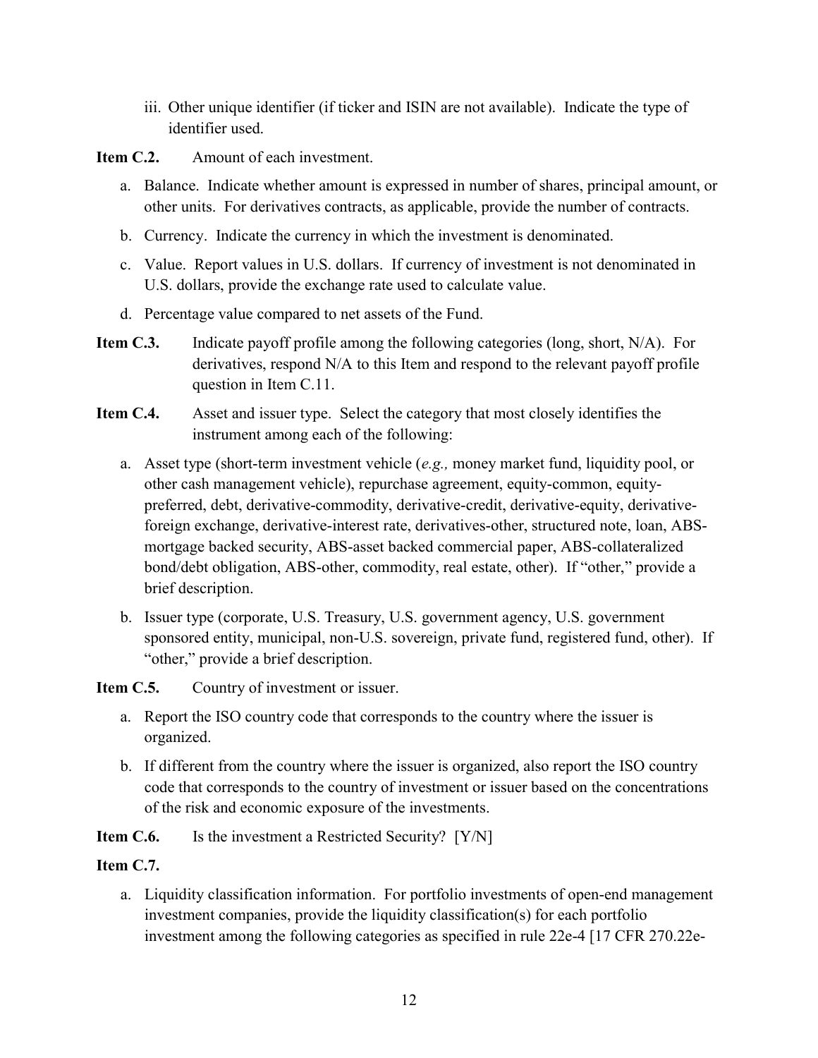iii. Other unique identifier (if ticker and ISIN are not available). Indicate the type of identifier used.

**Item C.2.** Amount of each investment.

a. Balance. Indicate whether amount is expressed in number of shares, principal amount, or other units. For derivatives contracts, as applicable, provide the number of contracts.

b. Currency. Indicate the currency in which the investment is denominated.

c. Value. Report values in U.S. dollars. If currency of investment is not denominated in U.S. dollars, provide the exchange rate used to calculate value.

d. Percentage value compared to net assets of the Fund.

**Item C.3.** Indicate payoff profile among the following categories (long, short, N/A). For derivatives, respond N/A to this Item and respond to the relevant payoff profile question in Item C.11.

**Item C.4.** Asset and issuer type. Select the category that most closely identifies the instrument among each of the following:

a. Asset type (short-term investment vehicle (*e.g.,* money market fund, liquidity pool, or other cash management vehicle), repurchase agreement, equity-common, equity-preferred, debt, derivative-commodity, derivative-credit, derivative-equity, derivative-foreign exchange, derivative-interest rate, derivatives-other, structured note, loan, ABS-mortgage backed security, ABS-asset backed commercial paper, ABS-collateralized bond/debt obligation, ABS-other, commodity, real estate, other). If "other," provide a brief description.

b. Issuer type (corporate, U.S. Treasury, U.S. government agency, U.S. government sponsored entity, municipal, non-U.S. sovereign, private fund, registered fund, other). If "other," provide a brief description.

**Item C.5.** Country of investment or issuer.

a. Report the ISO country code that corresponds to the country where the issuer is organized.

b. If different from the country where the issuer is organized, also report the ISO country code that corresponds to the country of investment or issuer based on the concentrations of the risk and economic exposure of the investments.

**Item C.6.** Is the investment a Restricted Security? [Y/N]

**Item C.7.**

a. Liquidity classification information. For portfolio investments of open-end management investment companies, provide the liquidity classification(s) for each portfolio investment among the following categories as specified in rule 22e-4 [17 CFR 270.22e-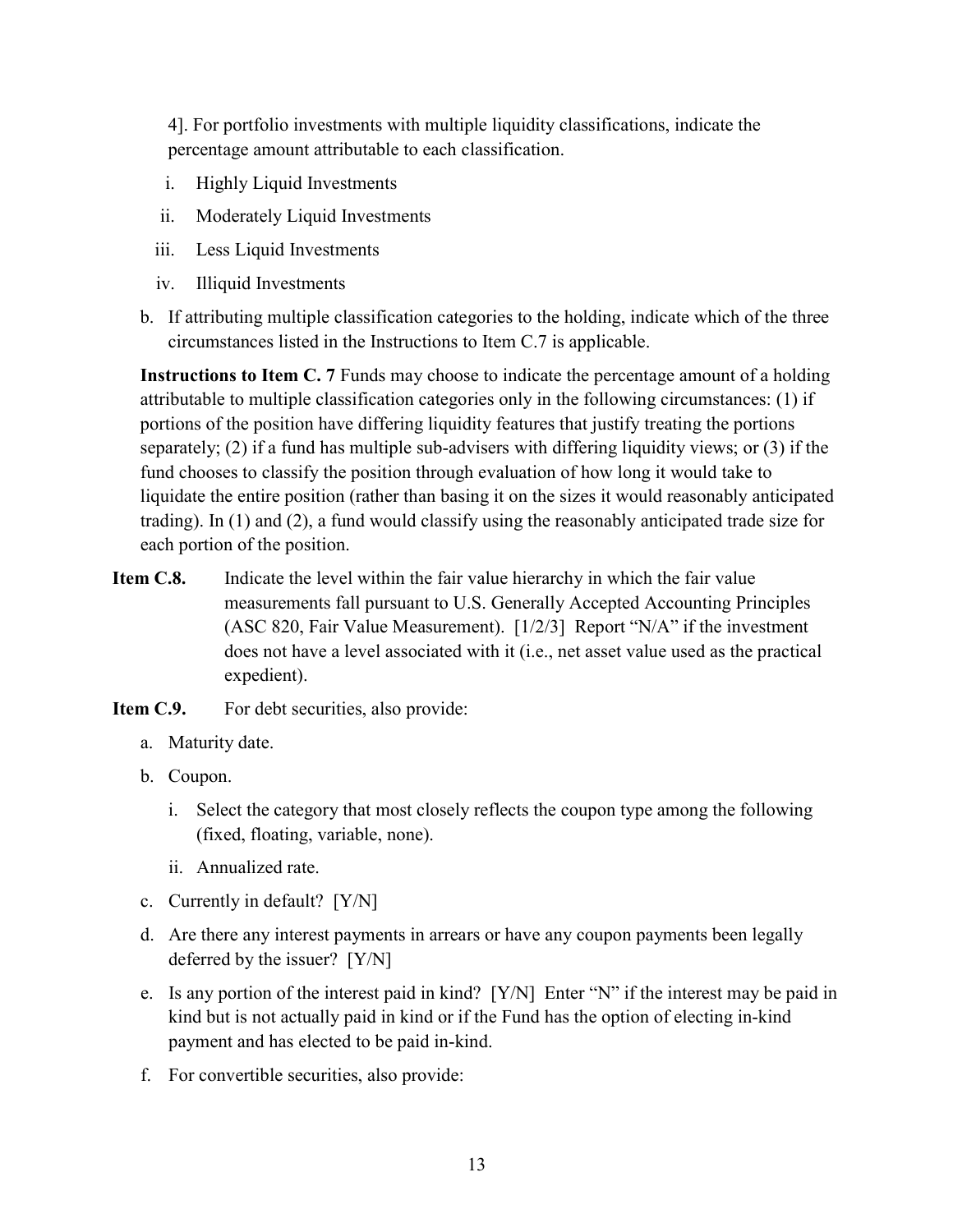4]. For portfolio investments with multiple liquidity classifications, indicate the percentage amount attributable to each classification.

i. Highly Liquid Investments

ii. Moderately Liquid Investments

iii. Less Liquid Investments

iv. Illiquid Investments

b. If attributing multiple classification categories to the holding, indicate which of the three circumstances listed in the Instructions to Item C.7 is applicable.

**Instructions to Item C. 7** Funds may choose to indicate the percentage amount of a holding attributable to multiple classification categories only in the following circumstances: (1) if portions of the position have differing liquidity features that justify treating the portions separately; (2) if a fund has multiple sub-advisers with differing liquidity views; or (3) if the fund chooses to classify the position through evaluation of how long it would take to liquidate the entire position (rather than basing it on the sizes it would reasonably anticipated trading). In (1) and (2), a fund would classify using the reasonably anticipated trade size for each portion of the position.

**Item C.8.** Indicate the level within the fair value hierarchy in which the fair value measurements fall pursuant to U.S. Generally Accepted Accounting Principles (ASC 820, Fair Value Measurement). [1/2/3] Report "N/A" if the investment does not have a level associated with it (i.e., net asset value used as the practical expedient).

**Item C.9.** For debt securities, also provide:

a. Maturity date.

b. Coupon.

i. Select the category that most closely reflects the coupon type among the following (fixed, floating, variable, none).

ii. Annualized rate.

c. Currently in default? [Y/N]

d. Are there any interest payments in arrears or have any coupon payments been legally deferred by the issuer? [Y/N]

e. Is any portion of the interest paid in kind? [Y/N] Enter "N" if the interest may be paid in kind but is not actually paid in kind or if the Fund has the option of electing in-kind payment and has elected to be paid in-kind.

f. For convertible securities, also provide: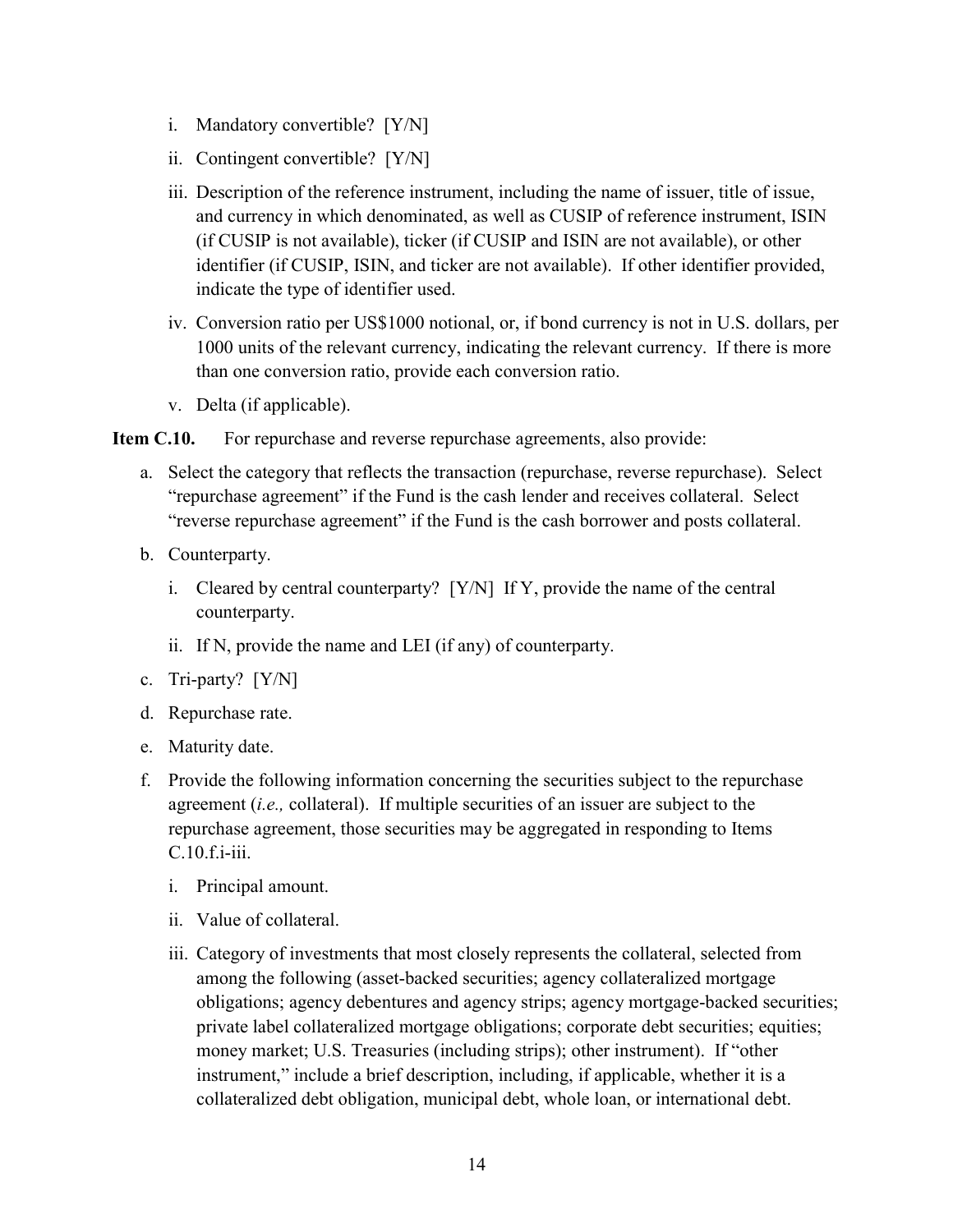i. Mandatory convertible? [Y/N]

ii. Contingent convertible? [Y/N]

iii. Description of the reference instrument, including the name of issuer, title of issue, and currency in which denominated, as well as CUSIP of reference instrument, ISIN (if CUSIP is not available), ticker (if CUSIP and ISIN are not available), or other identifier (if CUSIP, ISIN, and ticker are not available). If other identifier provided, indicate the type of identifier used.

iv. Conversion ratio per US$1000 notional, or, if bond currency is not in U.S. dollars, per 1000 units of the relevant currency, indicating the relevant currency. If there is more than one conversion ratio, provide each conversion ratio.

v. Delta (if applicable).

**Item C.10.** For repurchase and reverse repurchase agreements, also provide:

a. Select the category that reflects the transaction (repurchase, reverse repurchase). Select "repurchase agreement" if the Fund is the cash lender and receives collateral. Select "reverse repurchase agreement" if the Fund is the cash borrower and posts collateral.

b. Counterparty.

   i. Cleared by central counterparty? [Y/N] If Y, provide the name of the central counterparty.

   ii. If N, provide the name and LEI (if any) of counterparty.

c. Tri-party? [Y/N]

d. Repurchase rate.

e. Maturity date.

f. Provide the following information concerning the securities subject to the repurchase agreement (*i.e.,* collateral). If multiple securities of an issuer are subject to the repurchase agreement, those securities may be aggregated in responding to Items C.10.f.i-iii.

   i. Principal amount.

   ii. Value of collateral.

   iii. Category of investments that most closely represents the collateral, selected from among the following (asset-backed securities; agency collateralized mortgage obligations; agency debentures and agency strips; agency mortgage-backed securities; private label collateralized mortgage obligations; corporate debt securities; equities; money market; U.S. Treasuries (including strips); other instrument). If "other instrument," include a brief description, including, if applicable, whether it is a collateralized debt obligation, municipal debt, whole loan, or international debt.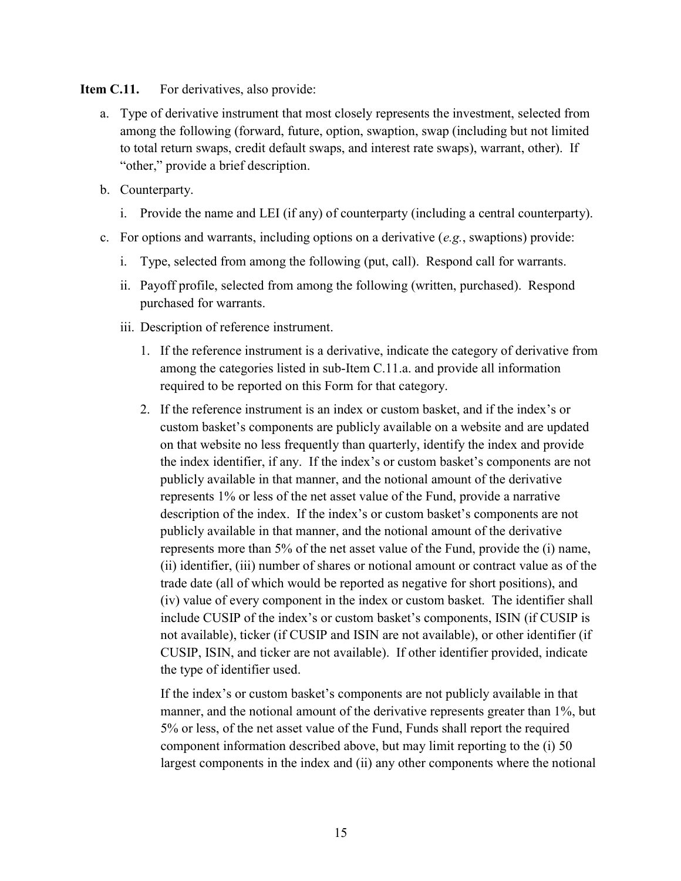**Item C.11.** For derivatives, also provide:

a. Type of derivative instrument that most closely represents the investment, selected from among the following (forward, future, option, swaption, swap (including but not limited to total return swaps, credit default swaps, and interest rate swaps), warrant, other). If "other," provide a brief description.

b. Counterparty.

   i. Provide the name and LEI (if any) of counterparty (including a central counterparty).

c. For options and warrants, including options on a derivative (*e.g.*, swaptions) provide:

   i. Type, selected from among the following (put, call). Respond call for warrants.

   ii. Payoff profile, selected from among the following (written, purchased). Respond purchased for warrants.

   iii. Description of reference instrument.

      1. If the reference instrument is a derivative, indicate the category of derivative from among the categories listed in sub-Item C.11.a. and provide all information required to be reported on this Form for that category.

      2. If the reference instrument is an index or custom basket, and if the index's or custom basket's components are publicly available on a website and are updated on that website no less frequently than quarterly, identify the index and provide the index identifier, if any. If the index's or custom basket's components are not publicly available in that manner, and the notional amount of the derivative represents 1% or less of the net asset value of the Fund, provide a narrative description of the index. If the index's or custom basket's components are not publicly available in that manner, and the notional amount of the derivative represents more than 5% of the net asset value of the Fund, provide the (i) name, (ii) identifier, (iii) number of shares or notional amount or contract value as of the trade date (all of which would be reported as negative for short positions), and (iv) value of every component in the index or custom basket. The identifier shall include CUSIP of the index's or custom basket's components, ISIN (if CUSIP is not available), ticker (if CUSIP and ISIN are not available), or other identifier (if CUSIP, ISIN, and ticker are not available). If other identifier provided, indicate the type of identifier used.

      If the index's or custom basket's components are not publicly available in that manner, and the notional amount of the derivative represents greater than 1%, but 5% or less, of the net asset value of the Fund, Funds shall report the required component information described above, but may limit reporting to the (i) 50 largest components in the index and (ii) any other components where the notional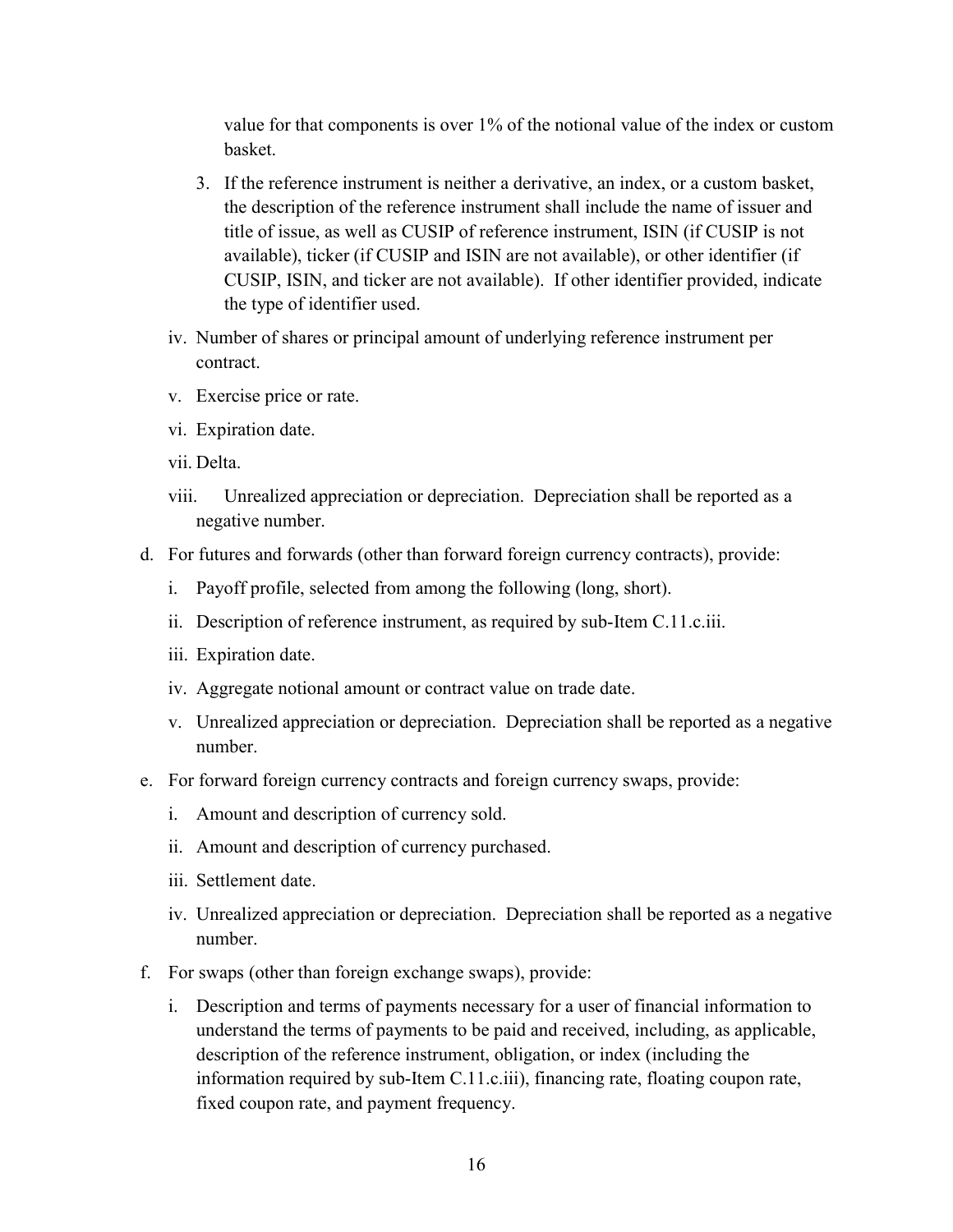value for that components is over 1% of the notional value of the index or custom basket.

3. If the reference instrument is neither a derivative, an index, or a custom basket, the description of the reference instrument shall include the name of issuer and title of issue, as well as CUSIP of reference instrument, ISIN (if CUSIP is not available), ticker (if CUSIP and ISIN are not available), or other identifier (if CUSIP, ISIN, and ticker are not available). If other identifier provided, indicate the type of identifier used.

iv. Number of shares or principal amount of underlying reference instrument per contract.

v. Exercise price or rate.

vi. Expiration date.

vii. Delta.

viii. Unrealized appreciation or depreciation. Depreciation shall be reported as a negative number.

d. For futures and forwards (other than forward foreign currency contracts), provide:

i. Payoff profile, selected from among the following (long, short).

ii. Description of reference instrument, as required by sub-Item C.11.c.iii.

iii. Expiration date.

iv. Aggregate notional amount or contract value on trade date.

v. Unrealized appreciation or depreciation. Depreciation shall be reported as a negative number.

e. For forward foreign currency contracts and foreign currency swaps, provide:

i. Amount and description of currency sold.

ii. Amount and description of currency purchased.

iii. Settlement date.

iv. Unrealized appreciation or depreciation. Depreciation shall be reported as a negative number.

f. For swaps (other than foreign exchange swaps), provide:

i. Description and terms of payments necessary for a user of financial information to understand the terms of payments to be paid and received, including, as applicable, description of the reference instrument, obligation, or index (including the information required by sub-Item C.11.c.iii), financing rate, floating coupon rate, fixed coupon rate, and payment frequency.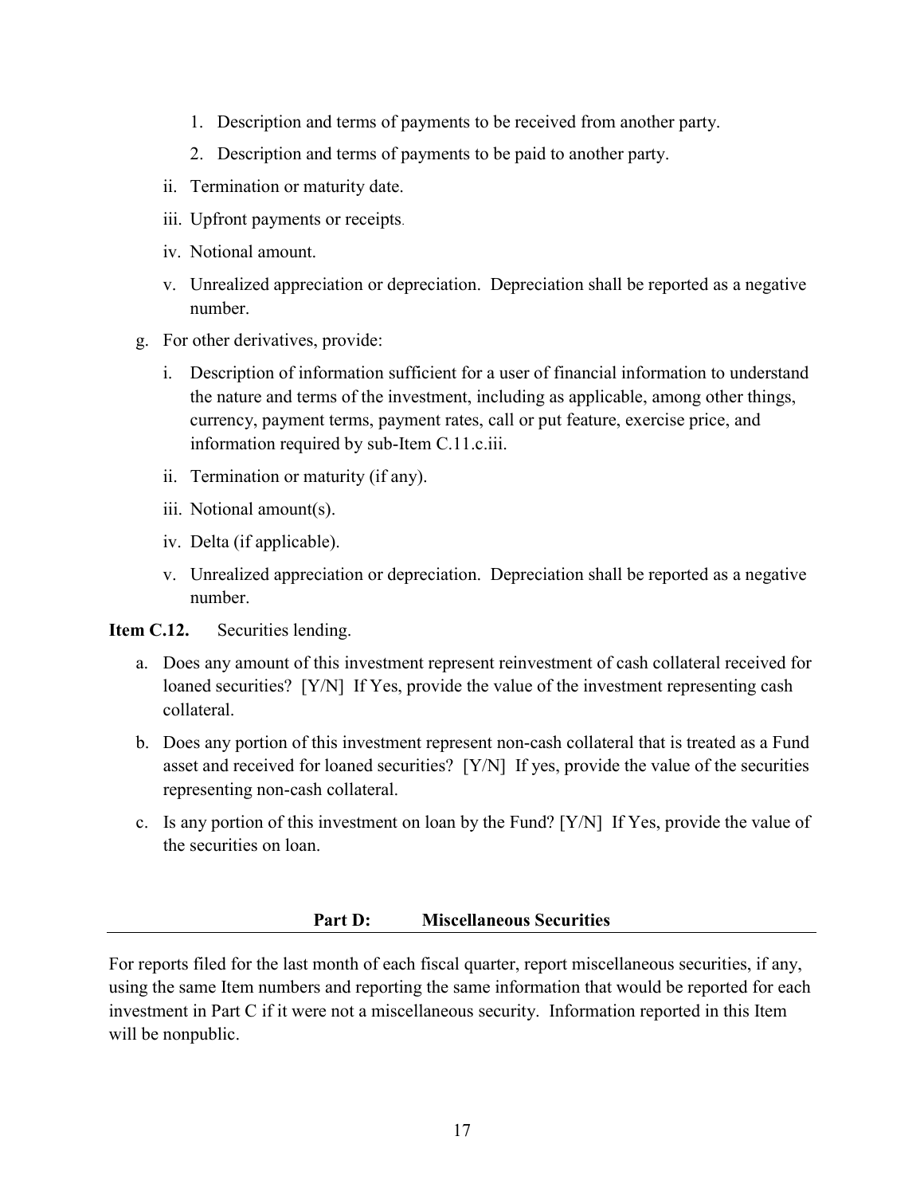1. Description and terms of payments to be received from another party.
2. Description and terms of payments to be paid to another party.

ii. Termination or maturity date.

iii. Upfront payments or receipts.

iv. Notional amount.

v. Unrealized appreciation or depreciation. Depreciation shall be reported as a negative number.

g. For other derivatives, provide:

i. Description of information sufficient for a user of financial information to understand the nature and terms of the investment, including as applicable, among other things, currency, payment terms, payment rates, call or put feature, exercise price, and information required by sub-Item C.11.c.iii.

ii. Termination or maturity (if any).

iii. Notional amount(s).

iv. Delta (if applicable).

v. Unrealized appreciation or depreciation. Depreciation shall be reported as a negative number.

**Item C.12.** Securities lending.

a. Does any amount of this investment represent reinvestment of cash collateral received for loaned securities? [Y/N] If Yes, provide the value of the investment representing cash collateral.

b. Does any portion of this investment represent non-cash collateral that is treated as a Fund asset and received for loaned securities? [Y/N] If yes, provide the value of the securities representing non-cash collateral.

c. Is any portion of this investment on loan by the Fund? [Y/N] If Yes, provide the value of the securities on loan.

## Part D: Miscellaneous Securities

For reports filed for the last month of each fiscal quarter, report miscellaneous securities, if any, using the same Item numbers and reporting the same information that would be reported for each investment in Part C if it were not a miscellaneous security. Information reported in this Item will be nonpublic.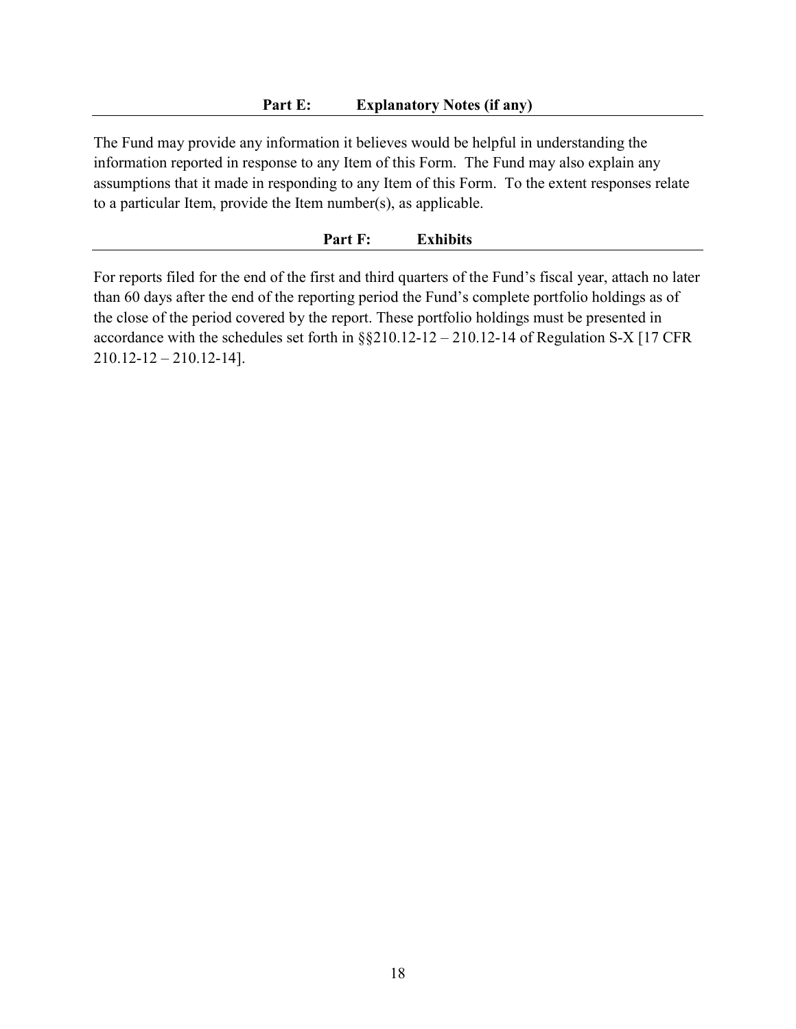## Part E: Explanatory Notes (if any)

The Fund may provide any information it believes would be helpful in understanding the information reported in response to any Item of this Form. The Fund may also explain any assumptions that it made in responding to any Item of this Form. To the extent responses relate to a particular Item, provide the Item number(s), as applicable.

## Part F: Exhibits

For reports filed for the end of the first and third quarters of the Fund's fiscal year, attach no later than 60 days after the end of the reporting period the Fund's complete portfolio holdings as of the close of the period covered by the report. These portfolio holdings must be presented in accordance with the schedules set forth in §§210.12-12 – 210.12-14 of Regulation S-X [17 CFR 210.12-12 – 210.12-14].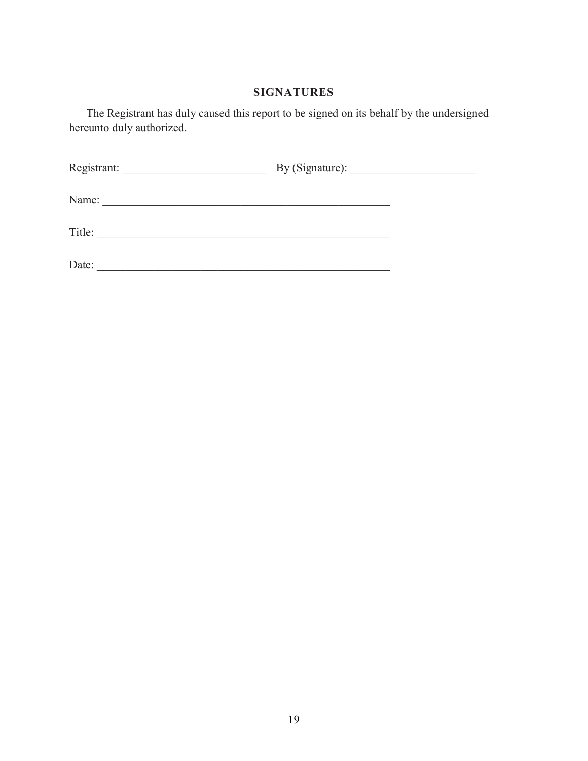## SIGNATURES

The Registrant has duly caused this report to be signed on its behalf by the undersigned hereunto duly authorized.

Registrant: _________________________ By (Signature): _____________________

Name: ____________________________________________________

Title: ____________________________________________________

Date: ____________________________________________________